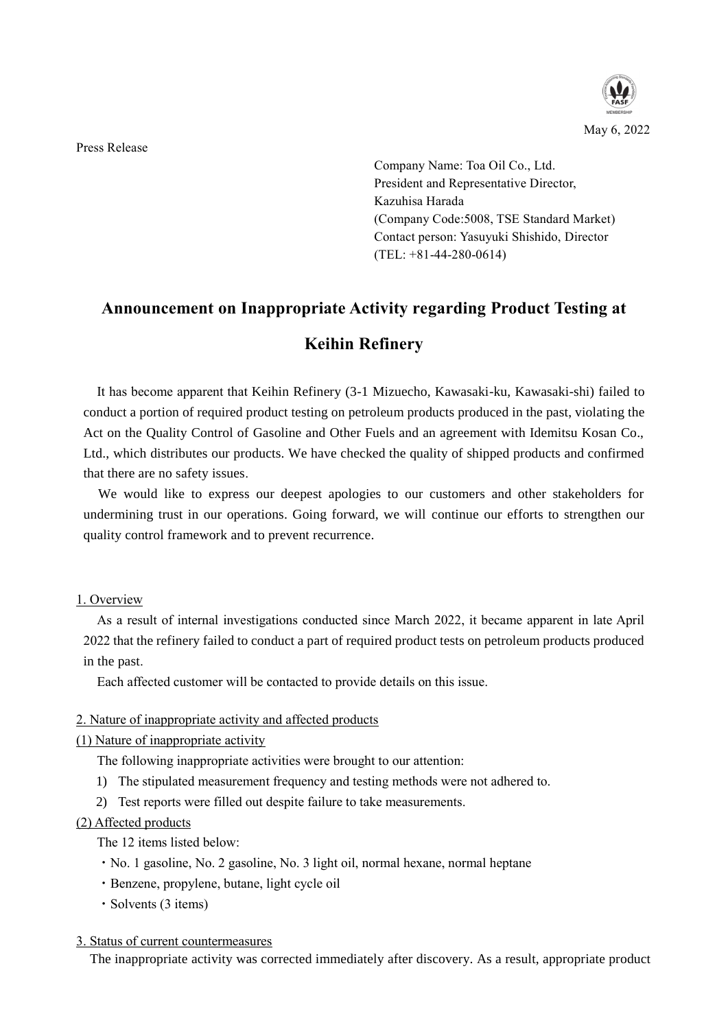May 6, 2022

Press Release

Company Name: Toa Oil Co., Ltd.
President and Representative Director,
Kazuhisa Harada
(Company Code:5008, TSE Standard Market)
Contact person: Yasuyuki Shishido, Director
(TEL: +81-44-280-0614)

# Announcement on Inappropriate Activity regarding Product Testing at Keihin Refinery

It has become apparent that Keihin Refinery (3-1 Mizuecho, Kawasaki-ku, Kawasaki-shi) failed to conduct a portion of required product testing on petroleum products produced in the past, violating the Act on the Quality Control of Gasoline and Other Fuels and an agreement with Idemitsu Kosan Co., Ltd., which distributes our products. We have checked the quality of shipped products and confirmed that there are no safety issues.

We would like to express our deepest apologies to our customers and other stakeholders for undermining trust in our operations. Going forward, we will continue our efforts to strengthen our quality control framework and to prevent recurrence.

## 1. Overview

As a result of internal investigations conducted since March 2022, it became apparent in late April 2022 that the refinery failed to conduct a part of required product tests on petroleum products produced in the past.

Each affected customer will be contacted to provide details on this issue.

## 2. Nature of inappropriate activity and affected products

### (1) Nature of inappropriate activity

The following inappropriate activities were brought to our attention:

1) The stipulated measurement frequency and testing methods were not adhered to.
2) Test reports were filled out despite failure to take measurements.

### (2) Affected products

The 12 items listed below:

- No. 1 gasoline, No. 2 gasoline, No. 3 light oil, normal hexane, normal heptane
- Benzene, propylene, butane, light cycle oil
- Solvents (3 items)

## 3. Status of current countermeasures

The inappropriate activity was corrected immediately after discovery. As a result, appropriate product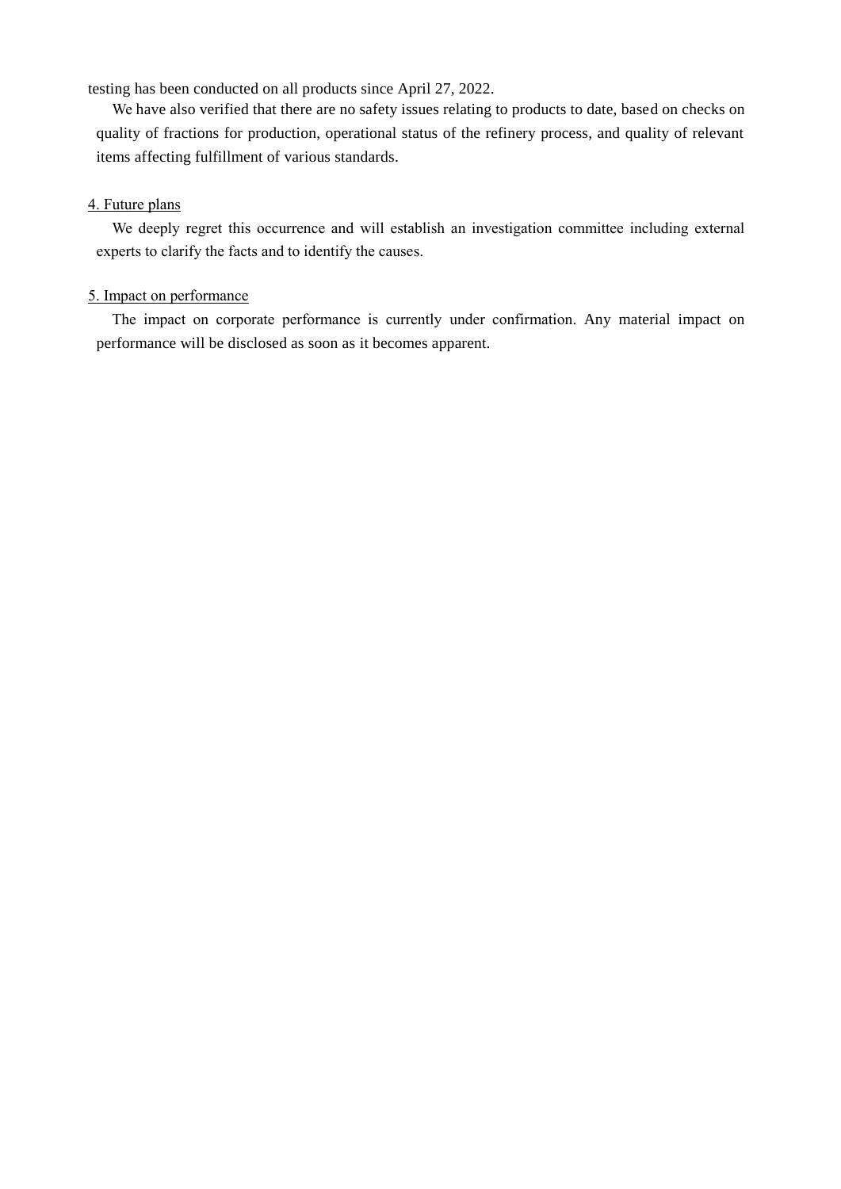testing has been conducted on all products since April 27, 2022.

We have also verified that there are no safety issues relating to products to date, based on checks on quality of fractions for production, operational status of the refinery process, and quality of relevant items affecting fulfillment of various standards.

## 4. Future plans

We deeply regret this occurrence and will establish an investigation committee including external experts to clarify the facts and to identify the causes.

## 5. Impact on performance

The impact on corporate performance is currently under confirmation. Any material impact on performance will be disclosed as soon as it becomes apparent.